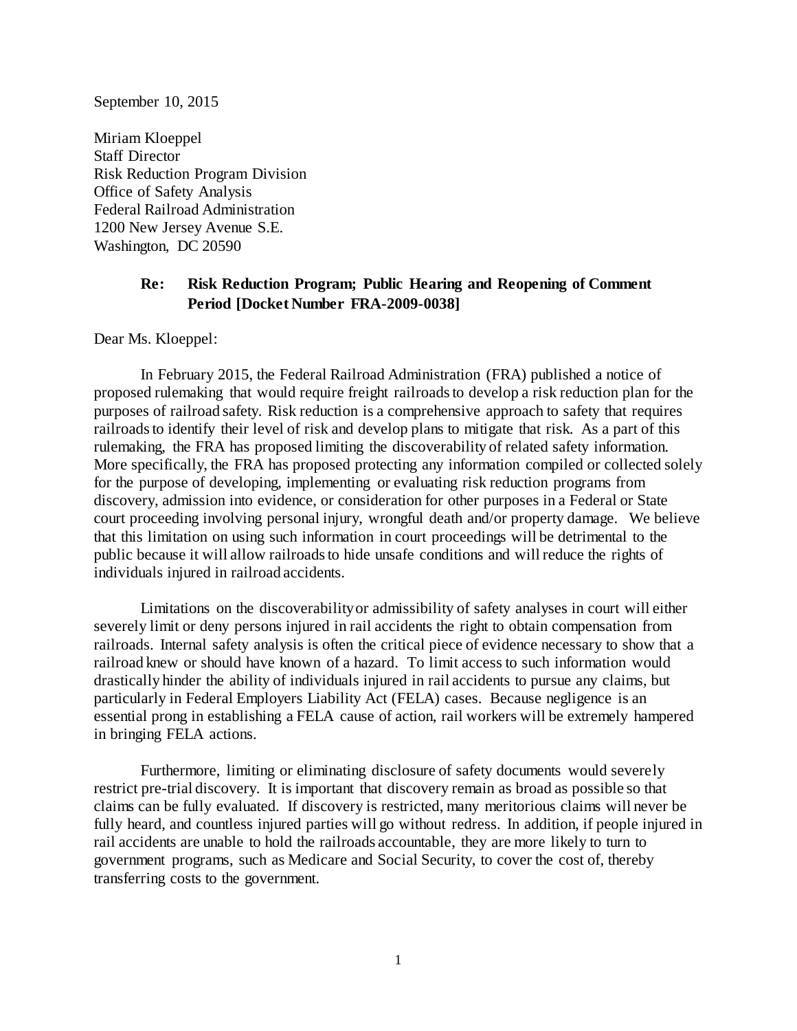September 10, 2015

Miriam Kloeppel
Staff Director
Risk Reduction Program Division
Office of Safety Analysis
Federal Railroad Administration
1200 New Jersey Avenue S.E.
Washington, DC 20590

**Re: Risk Reduction Program; Public Hearing and Reopening of Comment Period [Docket Number FRA-2009-0038]**

Dear Ms. Kloeppel:

In February 2015, the Federal Railroad Administration (FRA) published a notice of proposed rulemaking that would require freight railroads to develop a risk reduction plan for the purposes of railroad safety. Risk reduction is a comprehensive approach to safety that requires railroads to identify their level of risk and develop plans to mitigate that risk. As a part of this rulemaking, the FRA has proposed limiting the discoverability of related safety information. More specifically, the FRA has proposed protecting any information compiled or collected solely for the purpose of developing, implementing or evaluating risk reduction programs from discovery, admission into evidence, or consideration for other purposes in a Federal or State court proceeding involving personal injury, wrongful death and/or property damage. We believe that this limitation on using such information in court proceedings will be detrimental to the public because it will allow railroads to hide unsafe conditions and will reduce the rights of individuals injured in railroad accidents.

Limitations on the discoverability or admissibility of safety analyses in court will either severely limit or deny persons injured in rail accidents the right to obtain compensation from railroads. Internal safety analysis is often the critical piece of evidence necessary to show that a railroad knew or should have known of a hazard. To limit access to such information would drastically hinder the ability of individuals injured in rail accidents to pursue any claims, but particularly in Federal Employers Liability Act (FELA) cases. Because negligence is an essential prong in establishing a FELA cause of action, rail workers will be extremely hampered in bringing FELA actions.

Furthermore, limiting or eliminating disclosure of safety documents would severely restrict pre-trial discovery. It is important that discovery remain as broad as possible so that claims can be fully evaluated. If discovery is restricted, many meritorious claims will never be fully heard, and countless injured parties will go without redress. In addition, if people injured in rail accidents are unable to hold the railroads accountable, they are more likely to turn to government programs, such as Medicare and Social Security, to cover the cost of, thereby transferring costs to the government.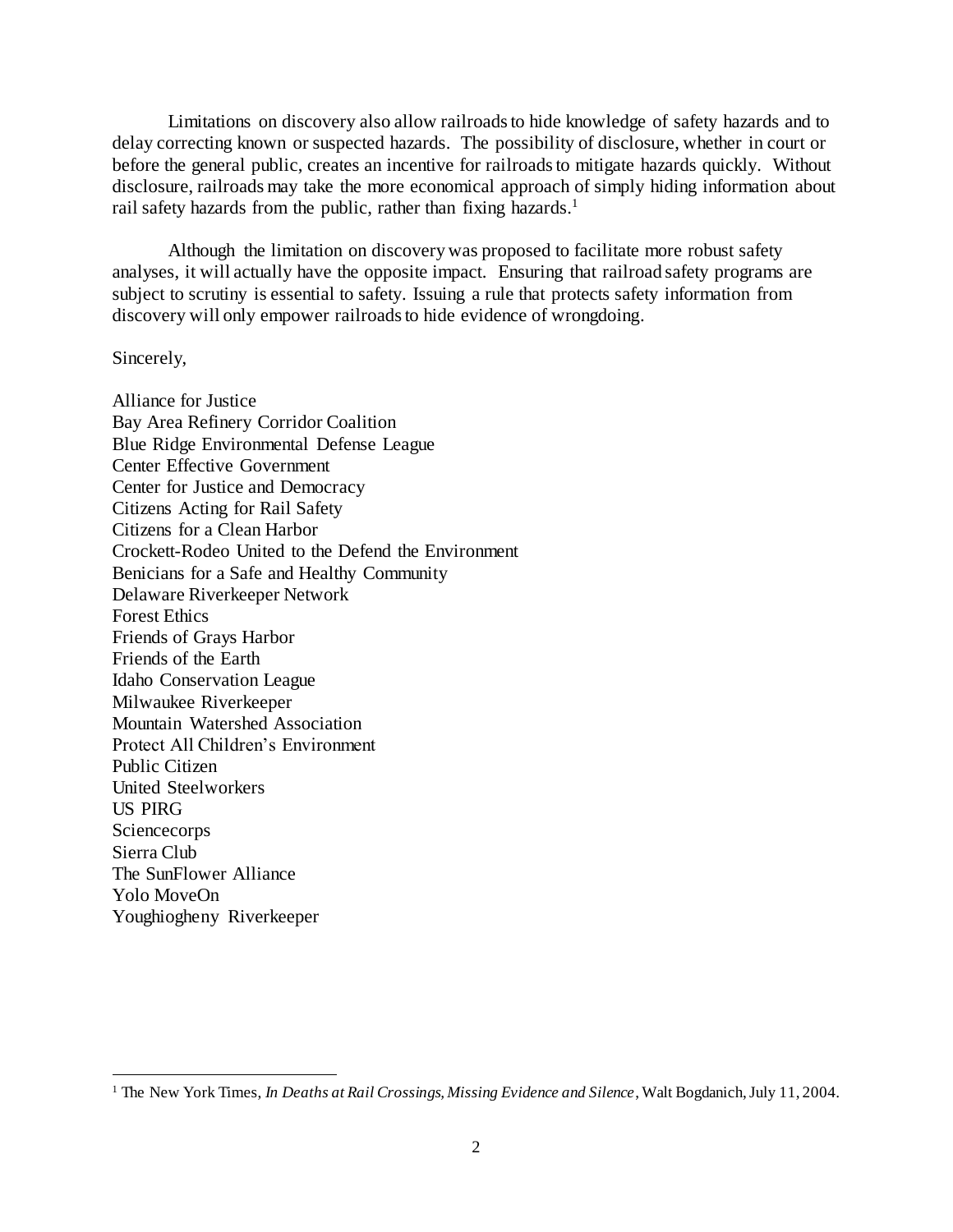Limitations on discovery also allow railroads to hide knowledge of safety hazards and to delay correcting known or suspected hazards. The possibility of disclosure, whether in court or before the general public, creates an incentive for railroads to mitigate hazards quickly. Without disclosure, railroads may take the more economical approach of simply hiding information about rail safety hazards from the public, rather than fixing hazards.[1]

Although the limitation on discovery was proposed to facilitate more robust safety analyses, it will actually have the opposite impact. Ensuring that railroad safety programs are subject to scrutiny is essential to safety. Issuing a rule that protects safety information from discovery will only empower railroads to hide evidence of wrongdoing.

Sincerely,

Alliance for Justice
Bay Area Refinery Corridor Coalition
Blue Ridge Environmental Defense League
Center Effective Government
Center for Justice and Democracy
Citizens Acting for Rail Safety
Citizens for a Clean Harbor
Crockett-Rodeo United to the Defend the Environment
Benicians for a Safe and Healthy Community
Delaware Riverkeeper Network
Forest Ethics
Friends of Grays Harbor
Friends of the Earth
Idaho Conservation League
Milwaukee Riverkeeper
Mountain Watershed Association
Protect All Children's Environment
Public Citizen
United Steelworkers
US PIRG
Sciencecorps
Sierra Club
The SunFlower Alliance
Yolo MoveOn
Youghiogheny Riverkeeper

---

[1] The New York Times, *In Deaths at Rail Crossings, Missing Evidence and Silence*, Walt Bogdanich, July 11, 2004.